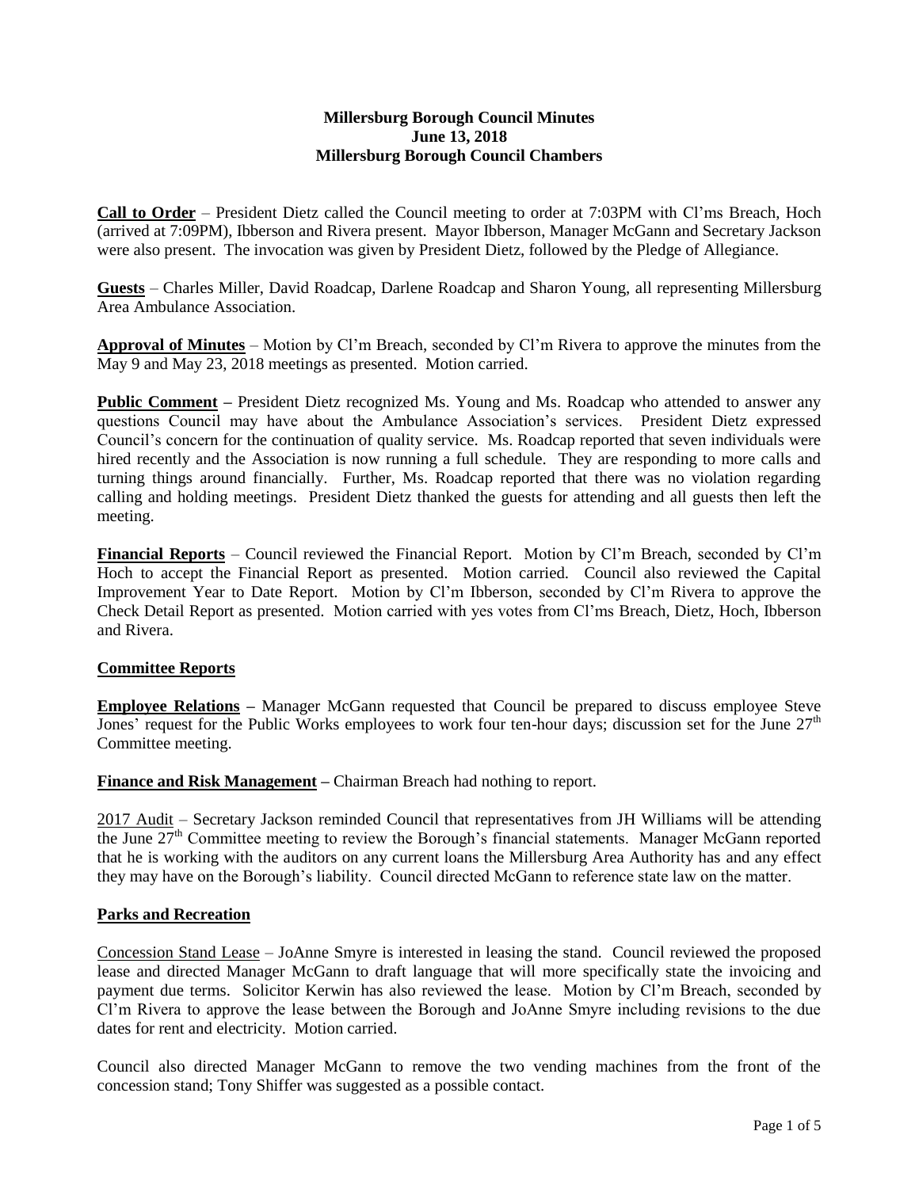**Millersburg Borough Council Minutes**
**June 13, 2018**
**Millersburg Borough Council Chambers**

**Call to Order** – President Dietz called the Council meeting to order at 7:03PM with Cl'ms Breach, Hoch (arrived at 7:09PM), Ibberson and Rivera present. Mayor Ibberson, Manager McGann and Secretary Jackson were also present. The invocation was given by President Dietz, followed by the Pledge of Allegiance.

**Guests** – Charles Miller, David Roadcap, Darlene Roadcap and Sharon Young, all representing Millersburg Area Ambulance Association.

**Approval of Minutes** – Motion by Cl'm Breach, seconded by Cl'm Rivera to approve the minutes from the May 9 and May 23, 2018 meetings as presented. Motion carried.

**Public Comment –** President Dietz recognized Ms. Young and Ms. Roadcap who attended to answer any questions Council may have about the Ambulance Association's services. President Dietz expressed Council's concern for the continuation of quality service. Ms. Roadcap reported that seven individuals were hired recently and the Association is now running a full schedule. They are responding to more calls and turning things around financially. Further, Ms. Roadcap reported that there was no violation regarding calling and holding meetings. President Dietz thanked the guests for attending and all guests then left the meeting.

**Financial Reports** – Council reviewed the Financial Report. Motion by Cl'm Breach, seconded by Cl'm Hoch to accept the Financial Report as presented. Motion carried. Council also reviewed the Capital Improvement Year to Date Report. Motion by Cl'm Ibberson, seconded by Cl'm Rivera to approve the Check Detail Report as presented. Motion carried with yes votes from Cl'ms Breach, Dietz, Hoch, Ibberson and Rivera.

**Committee Reports**

**Employee Relations –** Manager McGann requested that Council be prepared to discuss employee Steve Jones' request for the Public Works employees to work four ten-hour days; discussion set for the June 27th Committee meeting.

**Finance and Risk Management –** Chairman Breach had nothing to report.

2017 Audit – Secretary Jackson reminded Council that representatives from JH Williams will be attending the June 27th Committee meeting to review the Borough's financial statements. Manager McGann reported that he is working with the auditors on any current loans the Millersburg Area Authority has and any effect they may have on the Borough's liability. Council directed McGann to reference state law on the matter.

**Parks and Recreation**

Concession Stand Lease – JoAnne Smyre is interested in leasing the stand. Council reviewed the proposed lease and directed Manager McGann to draft language that will more specifically state the invoicing and payment due terms. Solicitor Kerwin has also reviewed the lease. Motion by Cl'm Breach, seconded by Cl'm Rivera to approve the lease between the Borough and JoAnne Smyre including revisions to the due dates for rent and electricity. Motion carried.

Council also directed Manager McGann to remove the two vending machines from the front of the concession stand; Tony Shiffer was suggested as a possible contact.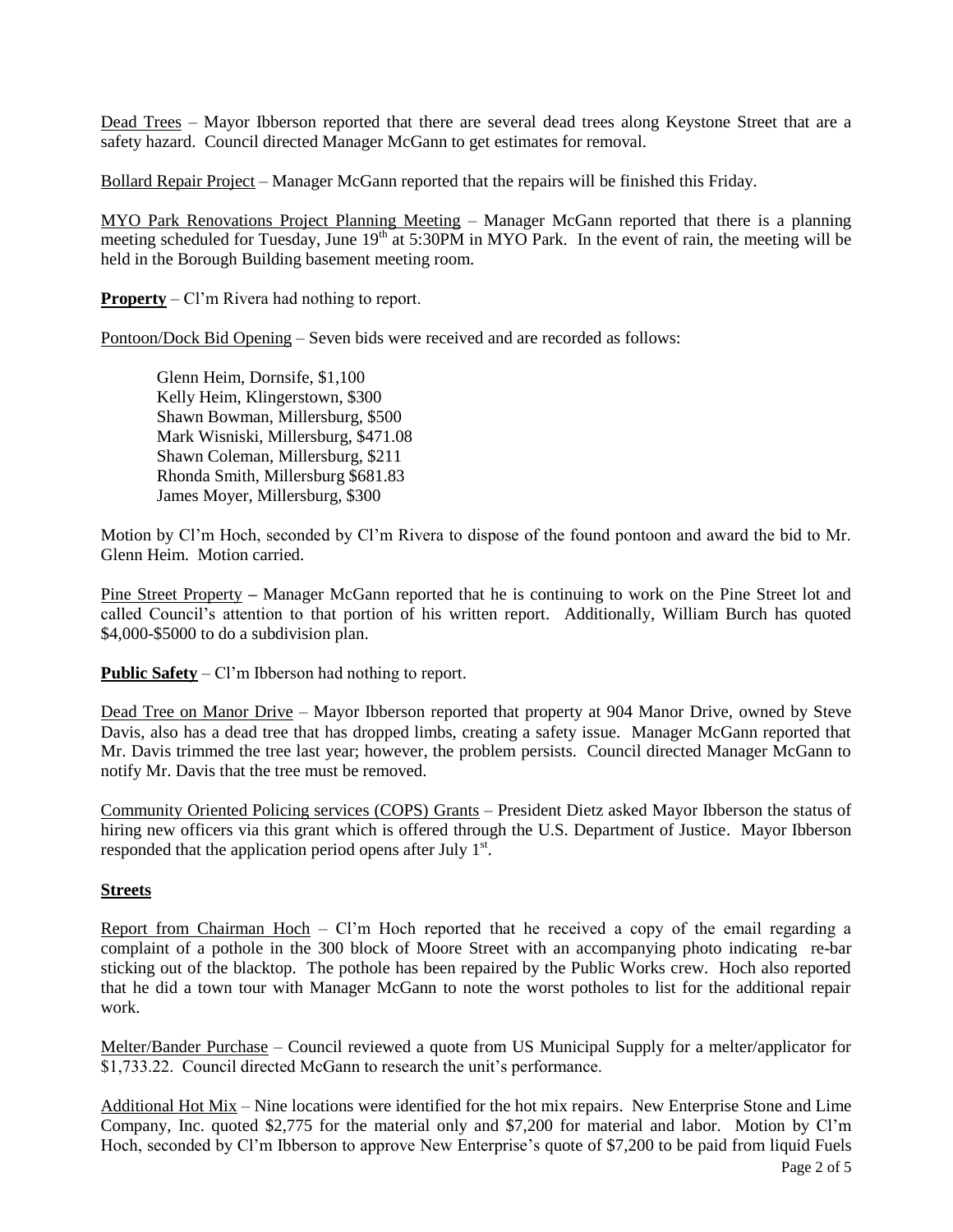Dead Trees – Mayor Ibberson reported that there are several dead trees along Keystone Street that are a safety hazard. Council directed Manager McGann to get estimates for removal.

Bollard Repair Project – Manager McGann reported that the repairs will be finished this Friday.

MYO Park Renovations Project Planning Meeting – Manager McGann reported that there is a planning meeting scheduled for Tuesday, June 19th at 5:30PM in MYO Park. In the event of rain, the meeting will be held in the Borough Building basement meeting room.

**Property** – Cl'm Rivera had nothing to report.

Pontoon/Dock Bid Opening – Seven bids were received and are recorded as follows:

Glenn Heim, Dornsife, $1,100
Kelly Heim, Klingerstown, $300
Shawn Bowman, Millersburg, $500
Mark Wisniski, Millersburg, $471.08
Shawn Coleman, Millersburg, $211
Rhonda Smith, Millersburg $681.83
James Moyer, Millersburg, $300

Motion by Cl'm Hoch, seconded by Cl'm Rivera to dispose of the found pontoon and award the bid to Mr. Glenn Heim. Motion carried.

Pine Street Property – Manager McGann reported that he is continuing to work on the Pine Street lot and called Council's attention to that portion of his written report. Additionally, William Burch has quoted $4,000-$5000 to do a subdivision plan.

**Public Safety** – Cl'm Ibberson had nothing to report.

Dead Tree on Manor Drive – Mayor Ibberson reported that property at 904 Manor Drive, owned by Steve Davis, also has a dead tree that has dropped limbs, creating a safety issue. Manager McGann reported that Mr. Davis trimmed the tree last year; however, the problem persists. Council directed Manager McGann to notify Mr. Davis that the tree must be removed.

Community Oriented Policing services (COPS) Grants – President Dietz asked Mayor Ibberson the status of hiring new officers via this grant which is offered through the U.S. Department of Justice. Mayor Ibberson responded that the application period opens after July 1st.

**Streets**

Report from Chairman Hoch – Cl'm Hoch reported that he received a copy of the email regarding a complaint of a pothole in the 300 block of Moore Street with an accompanying photo indicating re-bar sticking out of the blacktop. The pothole has been repaired by the Public Works crew. Hoch also reported that he did a town tour with Manager McGann to note the worst potholes to list for the additional repair work.

Melter/Bander Purchase – Council reviewed a quote from US Municipal Supply for a melter/applicator for $1,733.22. Council directed McGann to research the unit's performance.

Additional Hot Mix – Nine locations were identified for the hot mix repairs. New Enterprise Stone and Lime Company, Inc. quoted $2,775 for the material only and $7,200 for material and labor. Motion by Cl'm Hoch, seconded by Cl'm Ibberson to approve New Enterprise's quote of $7,200 to be paid from liquid Fuels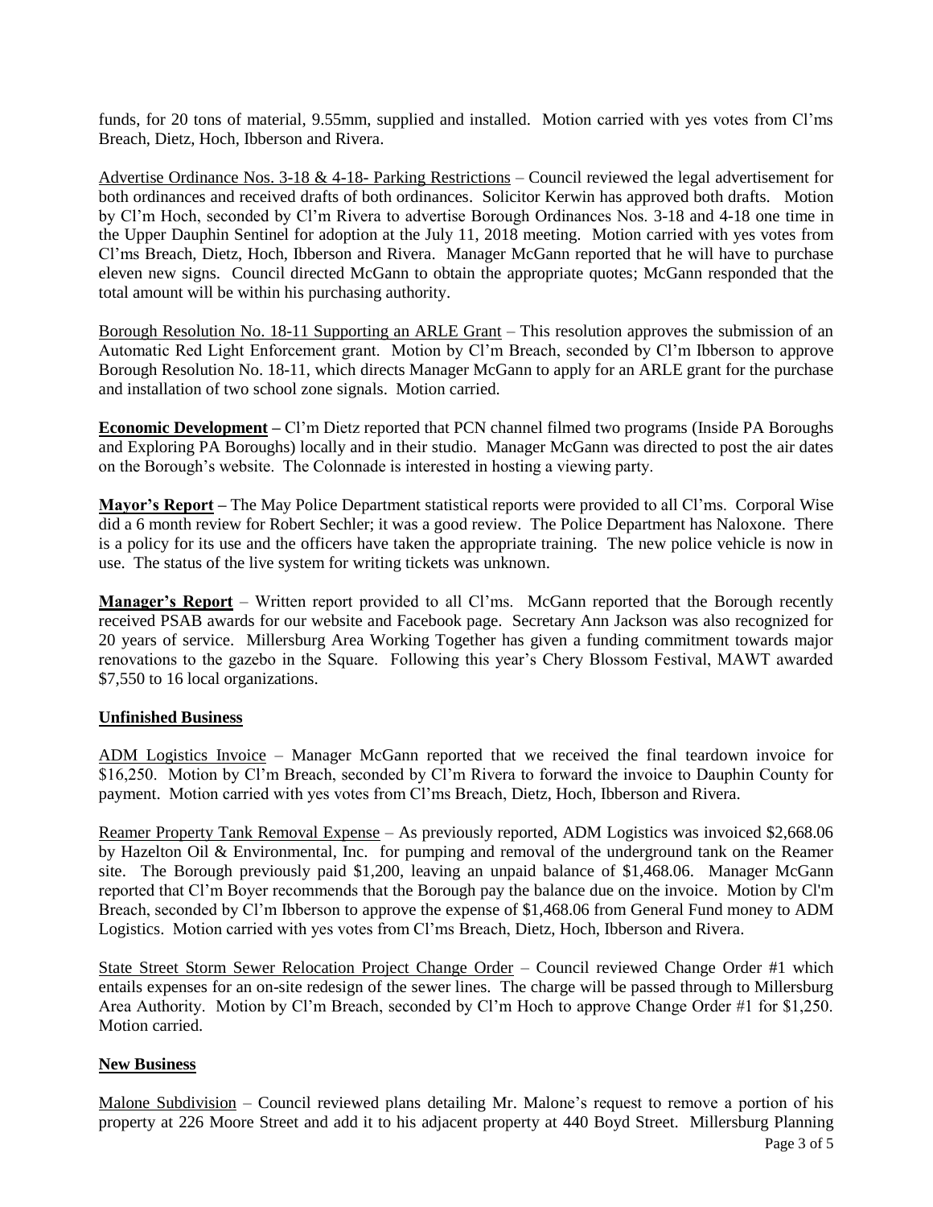funds, for 20 tons of material, 9.55mm, supplied and installed. Motion carried with yes votes from Cl'ms Breach, Dietz, Hoch, Ibberson and Rivera.

Advertise Ordinance Nos. 3-18 & 4-18- Parking Restrictions – Council reviewed the legal advertisement for both ordinances and received drafts of both ordinances. Solicitor Kerwin has approved both drafts. Motion by Cl'm Hoch, seconded by Cl'm Rivera to advertise Borough Ordinances Nos. 3-18 and 4-18 one time in the Upper Dauphin Sentinel for adoption at the July 11, 2018 meeting. Motion carried with yes votes from Cl'ms Breach, Dietz, Hoch, Ibberson and Rivera. Manager McGann reported that he will have to purchase eleven new signs. Council directed McGann to obtain the appropriate quotes; McGann responded that the total amount will be within his purchasing authority.

Borough Resolution No. 18-11 Supporting an ARLE Grant – This resolution approves the submission of an Automatic Red Light Enforcement grant. Motion by Cl'm Breach, seconded by Cl'm Ibberson to approve Borough Resolution No. 18-11, which directs Manager McGann to apply for an ARLE grant for the purchase and installation of two school zone signals. Motion carried.

**Economic Development –** Cl'm Dietz reported that PCN channel filmed two programs (Inside PA Boroughs and Exploring PA Boroughs) locally and in their studio. Manager McGann was directed to post the air dates on the Borough's website. The Colonnade is interested in hosting a viewing party.

**Mayor's Report –** The May Police Department statistical reports were provided to all Cl'ms. Corporal Wise did a 6 month review for Robert Sechler; it was a good review. The Police Department has Naloxone. There is a policy for its use and the officers have taken the appropriate training. The new police vehicle is now in use. The status of the live system for writing tickets was unknown.

**Manager's Report** – Written report provided to all Cl'ms. McGann reported that the Borough recently received PSAB awards for our website and Facebook page. Secretary Ann Jackson was also recognized for 20 years of service. Millersburg Area Working Together has given a funding commitment towards major renovations to the gazebo in the Square. Following this year's Chery Blossom Festival, MAWT awarded $7,550 to 16 local organizations.

## Unfinished Business

ADM Logistics Invoice – Manager McGann reported that we received the final teardown invoice for $16,250. Motion by Cl'm Breach, seconded by Cl'm Rivera to forward the invoice to Dauphin County for payment. Motion carried with yes votes from Cl'ms Breach, Dietz, Hoch, Ibberson and Rivera.

Reamer Property Tank Removal Expense – As previously reported, ADM Logistics was invoiced $2,668.06 by Hazelton Oil & Environmental, Inc. for pumping and removal of the underground tank on the Reamer site. The Borough previously paid $1,200, leaving an unpaid balance of $1,468.06. Manager McGann reported that Cl'm Boyer recommends that the Borough pay the balance due on the invoice. Motion by Cl'm Breach, seconded by Cl'm Ibberson to approve the expense of $1,468.06 from General Fund money to ADM Logistics. Motion carried with yes votes from Cl'ms Breach, Dietz, Hoch, Ibberson and Rivera.

State Street Storm Sewer Relocation Project Change Order – Council reviewed Change Order #1 which entails expenses for an on-site redesign of the sewer lines. The charge will be passed through to Millersburg Area Authority. Motion by Cl'm Breach, seconded by Cl'm Hoch to approve Change Order #1 for $1,250. Motion carried.

## New Business

Malone Subdivision – Council reviewed plans detailing Mr. Malone's request to remove a portion of his property at 226 Moore Street and add it to his adjacent property at 440 Boyd Street. Millersburg Planning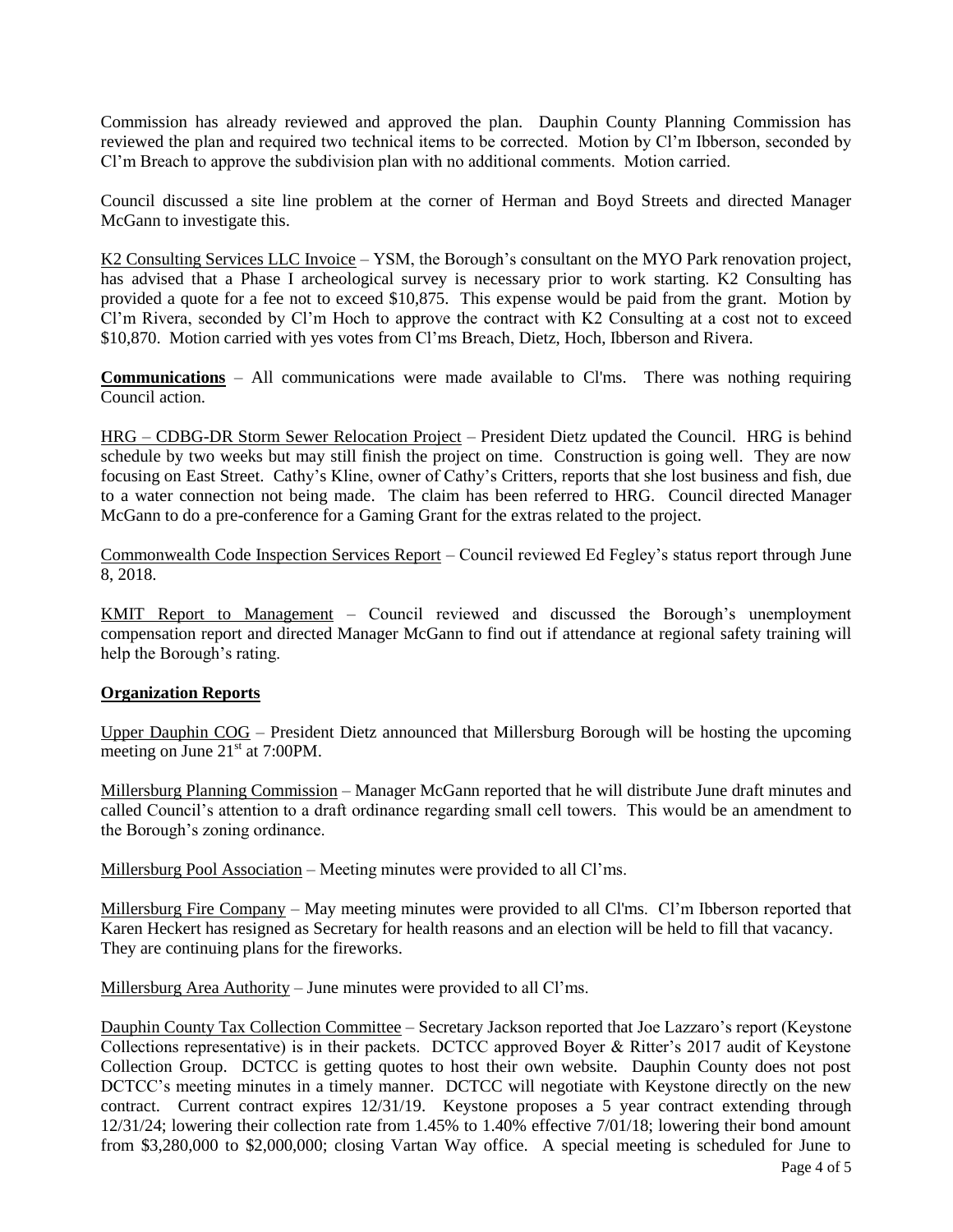Commission has already reviewed and approved the plan. Dauphin County Planning Commission has reviewed the plan and required two technical items to be corrected. Motion by Cl'm Ibberson, seconded by Cl'm Breach to approve the subdivision plan with no additional comments. Motion carried.

Council discussed a site line problem at the corner of Herman and Boyd Streets and directed Manager McGann to investigate this.

<u>K2 Consulting Services LLC Invoice</u> – YSM, the Borough's consultant on the MYO Park renovation project, has advised that a Phase I archeological survey is necessary prior to work starting. K2 Consulting has provided a quote for a fee not to exceed $10,875. This expense would be paid from the grant. Motion by Cl'm Rivera, seconded by Cl'm Hoch to approve the contract with K2 Consulting at a cost not to exceed $10,870. Motion carried with yes votes from Cl'ms Breach, Dietz, Hoch, Ibberson and Rivera.

**<u>Communications</u>** – All communications were made available to Cl'ms. There was nothing requiring Council action.

<u>HRG – CDBG-DR Storm Sewer Relocation Project</u> – President Dietz updated the Council. HRG is behind schedule by two weeks but may still finish the project on time. Construction is going well. They are now focusing on East Street. Cathy's Kline, owner of Cathy's Critters, reports that she lost business and fish, due to a water connection not being made. The claim has been referred to HRG. Council directed Manager McGann to do a pre-conference for a Gaming Grant for the extras related to the project.

<u>Commonwealth Code Inspection Services Report</u> – Council reviewed Ed Fegley's status report through June 8, 2018.

<u>KMIT Report to Management</u> – Council reviewed and discussed the Borough's unemployment compensation report and directed Manager McGann to find out if attendance at regional safety training will help the Borough's rating.

**<u>Organization Reports</u>**

<u>Upper Dauphin COG</u> – President Dietz announced that Millersburg Borough will be hosting the upcoming meeting on June 21st at 7:00PM.

<u>Millersburg Planning Commission</u> – Manager McGann reported that he will distribute June draft minutes and called Council's attention to a draft ordinance regarding small cell towers. This would be an amendment to the Borough's zoning ordinance.

<u>Millersburg Pool Association</u> – Meeting minutes were provided to all Cl'ms.

<u>Millersburg Fire Company</u> – May meeting minutes were provided to all Cl'ms. Cl'm Ibberson reported that Karen Heckert has resigned as Secretary for health reasons and an election will be held to fill that vacancy. They are continuing plans for the fireworks.

<u>Millersburg Area Authority</u> – June minutes were provided to all Cl'ms.

<u>Dauphin County Tax Collection Committee</u> – Secretary Jackson reported that Joe Lazzaro's report (Keystone Collections representative) is in their packets. DCTCC approved Boyer & Ritter's 2017 audit of Keystone Collection Group. DCTCC is getting quotes to host their own website. Dauphin County does not post DCTCC's meeting minutes in a timely manner. DCTCC will negotiate with Keystone directly on the new contract. Current contract expires 12/31/19. Keystone proposes a 5 year contract extending through 12/31/24; lowering their collection rate from 1.45% to 1.40% effective 7/01/18; lowering their bond amount from $3,280,000 to $2,000,000; closing Vartan Way office. A special meeting is scheduled for June to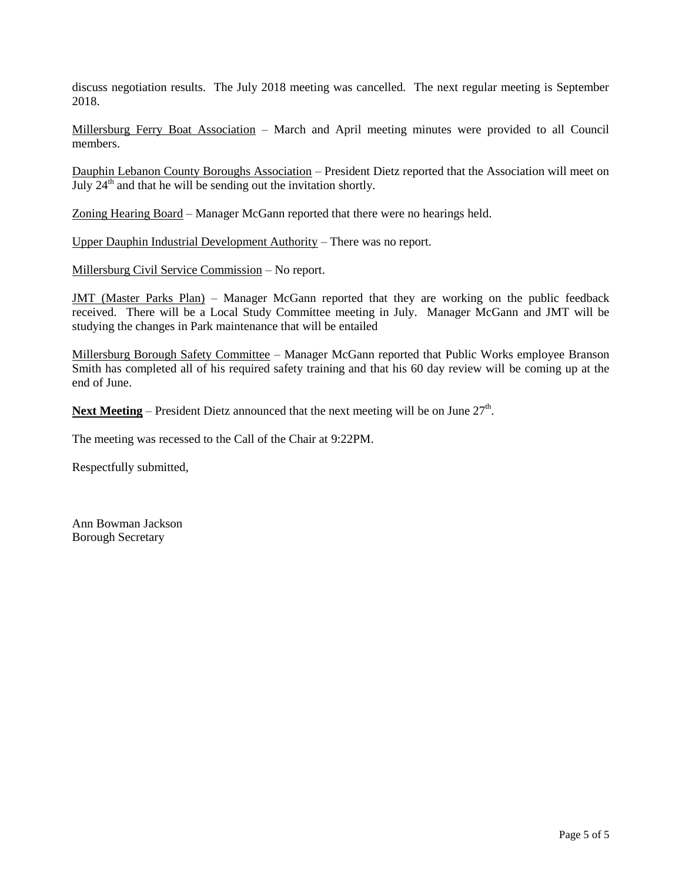discuss negotiation results. The July 2018 meeting was cancelled. The next regular meeting is September 2018.

Millersburg Ferry Boat Association – March and April meeting minutes were provided to all Council members.

Dauphin Lebanon County Boroughs Association – President Dietz reported that the Association will meet on July 24th and that he will be sending out the invitation shortly.

Zoning Hearing Board – Manager McGann reported that there were no hearings held.

Upper Dauphin Industrial Development Authority – There was no report.

Millersburg Civil Service Commission – No report.

JMT (Master Parks Plan) – Manager McGann reported that they are working on the public feedback received. There will be a Local Study Committee meeting in July. Manager McGann and JMT will be studying the changes in Park maintenance that will be entailed

Millersburg Borough Safety Committee – Manager McGann reported that Public Works employee Branson Smith has completed all of his required safety training and that his 60 day review will be coming up at the end of June.

**Next Meeting** – President Dietz announced that the next meeting will be on June 27th.

The meeting was recessed to the Call of the Chair at 9:22PM.

Respectfully submitted,

Ann Bowman Jackson
Borough Secretary